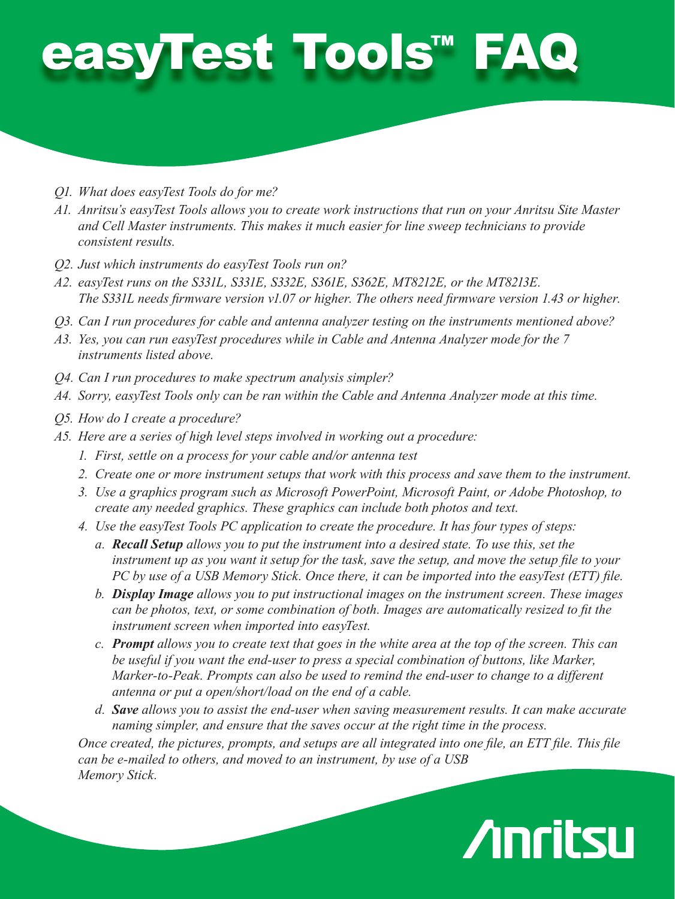# easyTest Tools™ FAQ

*Q1. What does easyTest Tools do for me?*

*A1. Anritsu's easyTest Tools allows you to create work instructions that run on your Anritsu Site Master and Cell Master instruments. This makes it much easier for line sweep technicians to provide consistent results.*

*Q2. Just which instruments do easyTest Tools run on?*

*A2. easyTest runs on the S331L, S331E, S332E, S361E, S362E, MT8212E, or the MT8213E. The S331L needs firmware version v1.07 or higher. The others need firmware version 1.43 or higher.*

*Q3. Can I run procedures for cable and antenna analyzer testing on the instruments mentioned above?*

*A3. Yes, you can run easyTest procedures while in Cable and Antenna Analyzer mode for the 7 instruments listed above.*

*Q4. Can I run procedures to make spectrum analysis simpler?*

*A4. Sorry, easyTest Tools only can be ran within the Cable and Antenna Analyzer mode at this time.*

*Q5. How do I create a procedure?*

*A5. Here are a series of high level steps involved in working out a procedure:*

1. *First, settle on a process for your cable and/or antenna test*
2. *Create one or more instrument setups that work with this process and save them to the instrument.*
3. *Use a graphics program such as Microsoft PowerPoint, Microsoft Paint, or Adobe Photoshop, to create any needed graphics. These graphics can include both photos and text.*
4. *Use the easyTest Tools PC application to create the procedure. It has four types of steps:*
   1. ***Recall Setup** allows you to put the instrument into a desired state. To use this, set the instrument up as you want it setup for the task, save the setup, and move the setup file to your PC by use of a USB Memory Stick. Once there, it can be imported into the easyTest (ETT) file.*
   2. ***Display Image** allows you to put instructional images on the instrument screen. These images can be photos, text, or some combination of both. Images are automatically resized to fit the instrument screen when imported into easyTest.*
   3. ***Prompt** allows you to create text that goes in the white area at the top of the screen. This can be useful if you want the end-user to press a special combination of buttons, like Marker, Marker-to-Peak. Prompts can also be used to remind the end-user to change to a different antenna or put a open/short/load on the end of a cable.*
   4. ***Save** allows you to assist the end-user when saving measurement results. It can make accurate naming simpler, and ensure that the saves occur at the right time in the process.*

*Once created, the pictures, prompts, and setups are all integrated into one file, an ETT file. This file can be e-mailed to others, and moved to an instrument, by use of a USB Memory Stick.*

Anritsu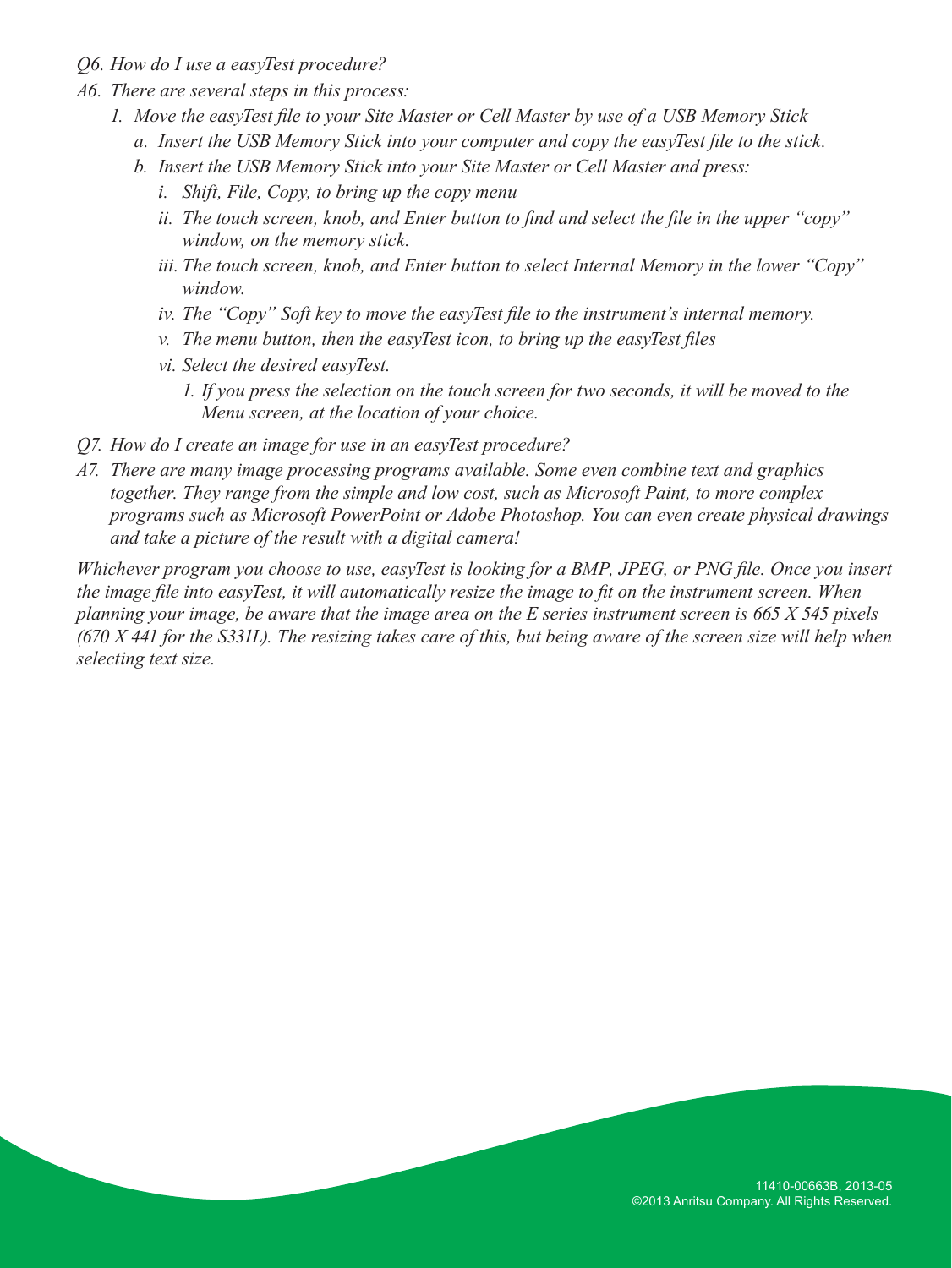*Q6. How do I use a easyTest procedure?*

*A6. There are several steps in this process:*

1. *Move the easyTest file to your Site Master or Cell Master by use of a USB Memory Stick*
   a. *Insert the USB Memory Stick into your computer and copy the easyTest file to the stick.*
   b. *Insert the USB Memory Stick into your Site Master or Cell Master and press:*
      i. *Shift, File, Copy, to bring up the copy menu*
      ii. *The touch screen, knob, and Enter button to find and select the file in the upper "copy" window, on the memory stick.*
      iii. *The touch screen, knob, and Enter button to select Internal Memory in the lower "Copy" window.*
      iv. *The "Copy" Soft key to move the easyTest file to the instrument's internal memory.*
      v. *The menu button, then the easyTest icon, to bring up the easyTest files*
      vi. *Select the desired easyTest.*
         1. *If you press the selection on the touch screen for two seconds, it will be moved to the Menu screen, at the location of your choice.*

*Q7. How do I create an image for use in an easyTest procedure?*

*A7. There are many image processing programs available. Some even combine text and graphics together. They range from the simple and low cost, such as Microsoft Paint, to more complex programs such as Microsoft PowerPoint or Adobe Photoshop. You can even create physical drawings and take a picture of the result with a digital camera!*

*Whichever program you choose to use, easyTest is looking for a BMP, JPEG, or PNG file. Once you insert the image file into easyTest, it will automatically resize the image to fit on the instrument screen. When planning your image, be aware that the image area on the E series instrument screen is 665 X 545 pixels (670 X 441 for the S331L). The resizing takes care of this, but being aware of the screen size will help when selecting text size.*

11410-00663B, 2013-05
©2013 Anritsu Company. All Rights Reserved.